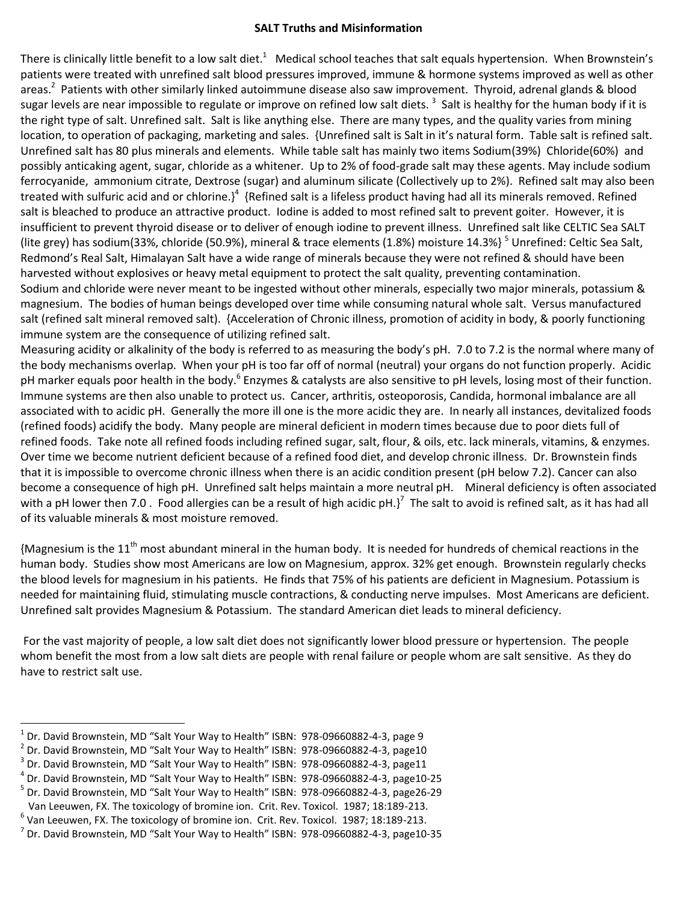**SALT Truths and Misinformation**

There is clinically little benefit to a low salt diet.[1] Medical school teaches that salt equals hypertension. When Brownstein's patients were treated with unrefined salt blood pressures improved, immune & hormone systems improved as well as other areas.[2] Patients with other similarly linked autoimmune disease also saw improvement. Thyroid, adrenal glands & blood sugar levels are near impossible to regulate or improve on refined low salt diets.[3] Salt is healthy for the human body if it is the right type of salt. Unrefined salt. Salt is like anything else. There are many types, and the quality varies from mining location, to operation of packaging, marketing and sales. {Unrefined salt is Salt in it's natural form. Table salt is refined salt. Unrefined salt has 80 plus minerals and elements. While table salt has mainly two items Sodium(39%) Chloride(60%) and possibly anticaking agent, sugar, chloride as a whitener. Up to 2% of food-grade salt may these agents. May include sodium ferrocyanide, ammonium citrate, Dextrose (sugar) and aluminum silicate (Collectively up to 2%). Refined salt may also been treated with sulfuric acid and or chlorine.}[4] {Refined salt is a lifeless product having had all its minerals removed. Refined salt is bleached to produce an attractive product. Iodine is added to most refined salt to prevent goiter. However, it is insufficient to prevent thyroid disease or to deliver of enough iodine to prevent illness. Unrefined salt like CELTIC Sea SALT (lite grey) has sodium(33%, chloride (50.9%), mineral & trace elements (1.8%) moisture 14.3%}[5] Unrefined: Celtic Sea Salt, Redmond's Real Salt, Himalayan Salt have a wide range of minerals because they were not refined & should have been harvested without explosives or heavy metal equipment to protect the salt quality, preventing contamination.
Sodium and chloride were never meant to be ingested without other minerals, especially two major minerals, potassium & magnesium. The bodies of human beings developed over time while consuming natural whole salt. Versus manufactured salt (refined salt mineral removed salt). {Acceleration of Chronic illness, promotion of acidity in body, & poorly functioning immune system are the consequence of utilizing refined salt.
Measuring acidity or alkalinity of the body is referred to as measuring the body's pH. 7.0 to 7.2 is the normal where many of the body mechanisms overlap. When your pH is too far off of normal (neutral) your organs do not function properly. Acidic pH marker equals poor health in the body.[6] Enzymes & catalysts are also sensitive to pH levels, losing most of their function. Immune systems are then also unable to protect us. Cancer, arthritis, osteoporosis, Candida, hormonal imbalance are all associated with to acidic pH. Generally the more ill one is the more acidic they are. In nearly all instances, devitalized foods (refined foods) acidify the body. Many people are mineral deficient in modern times because due to poor diets full of refined foods. Take note all refined foods including refined sugar, salt, flour, & oils, etc. lack minerals, vitamins, & enzymes. Over time we become nutrient deficient because of a refined food diet, and develop chronic illness. Dr. Brownstein finds that it is impossible to overcome chronic illness when there is an acidic condition present (pH below 7.2). Cancer can also become a consequence of high pH. Unrefined salt helps maintain a more neutral pH. Mineral deficiency is often associated with a pH lower then 7.0 . Food allergies can be a result of high acidic pH.}[7] The salt to avoid is refined salt, as it has had all of its valuable minerals & most moisture removed.

{Magnesium is the 11th most abundant mineral in the human body. It is needed for hundreds of chemical reactions in the human body. Studies show most Americans are low on Magnesium, approx. 32% get enough. Brownstein regularly checks the blood levels for magnesium in his patients. He finds that 75% of his patients are deficient in Magnesium. Potassium is needed for maintaining fluid, stimulating muscle contractions, & conducting nerve impulses. Most Americans are deficient. Unrefined salt provides Magnesium & Potassium. The standard American diet leads to mineral deficiency.

For the vast majority of people, a low salt diet does not significantly lower blood pressure or hypertension. The people whom benefit the most from a low salt diets are people with renal failure or people whom are salt sensitive. As they do have to restrict salt use.

---

[1] Dr. David Brownstein, MD "Salt Your Way to Health" ISBN: 978-09660882-4-3, page 9
[2] Dr. David Brownstein, MD "Salt Your Way to Health" ISBN: 978-09660882-4-3, page10
[3] Dr. David Brownstein, MD "Salt Your Way to Health" ISBN: 978-09660882-4-3, page11
[4] Dr. David Brownstein, MD "Salt Your Way to Health" ISBN: 978-09660882-4-3, page10-25
[5] Dr. David Brownstein, MD "Salt Your Way to Health" ISBN: 978-09660882-4-3, page26-29
Van Leeuwen, FX. The toxicology of bromine ion. Crit. Rev. Toxicol. 1987; 18:189-213.
[6] Van Leeuwen, FX. The toxicology of bromine ion. Crit. Rev. Toxicol. 1987; 18:189-213.
[7] Dr. David Brownstein, MD "Salt Your Way to Health" ISBN: 978-09660882-4-3, page10-35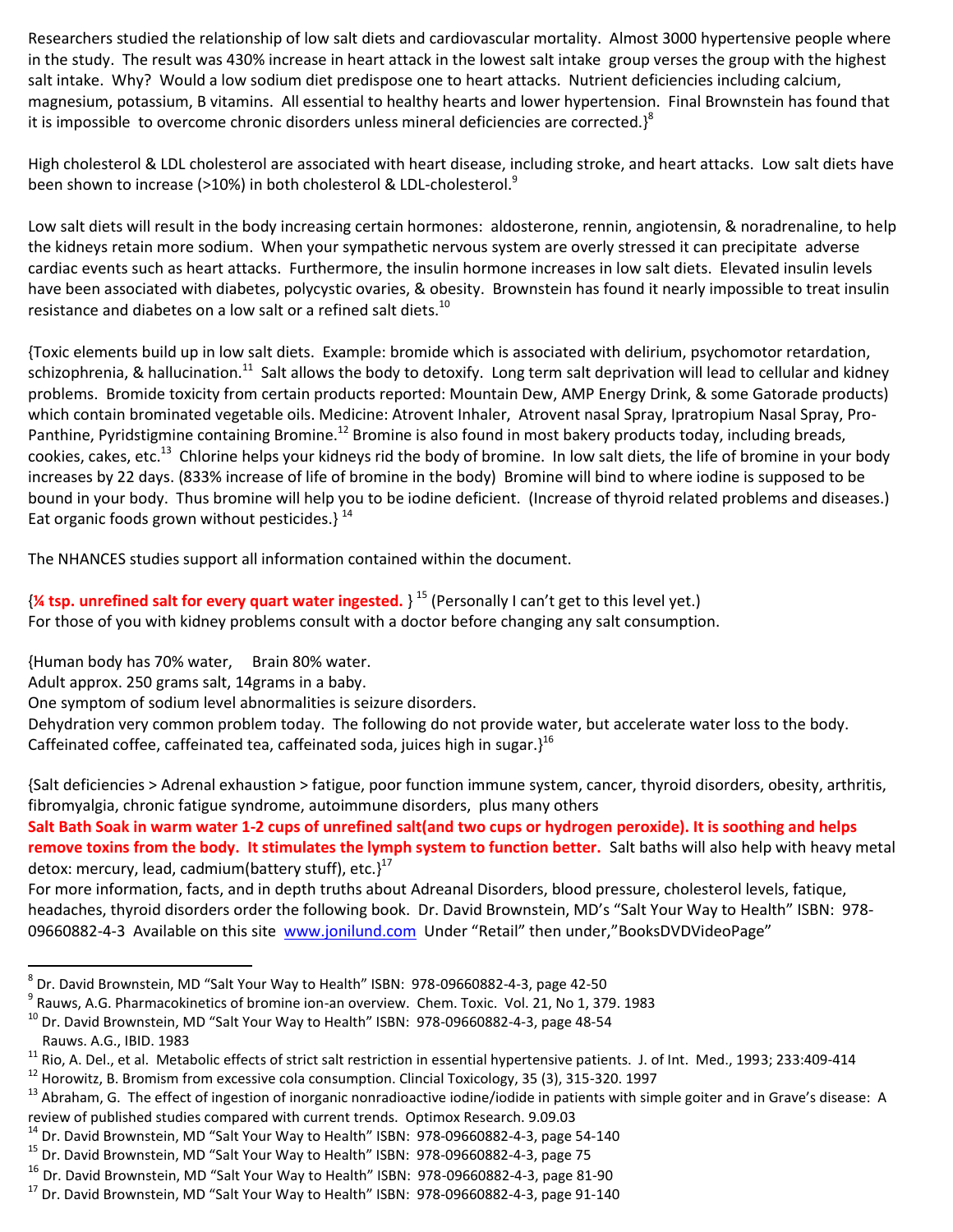Researchers studied the relationship of low salt diets and cardiovascular mortality. Almost 3000 hypertensive people where in the study. The result was 430% increase in heart attack in the lowest salt intake group verses the group with the highest salt intake. Why? Would a low sodium diet predispose one to heart attacks. Nutrient deficiencies including calcium, magnesium, potassium, B vitamins. All essential to healthy hearts and lower hypertension. Final Brownstein has found that it is impossible to overcome chronic disorders unless mineral deficiencies are corrected.}[8]

High cholesterol & LDL cholesterol are associated with heart disease, including stroke, and heart attacks. Low salt diets have been shown to increase (>10%) in both cholesterol & LDL-cholesterol.[9]

Low salt diets will result in the body increasing certain hormones: aldosterone, rennin, angiotensin, & noradrenaline, to help the kidneys retain more sodium. When your sympathetic nervous system are overly stressed it can precipitate adverse cardiac events such as heart attacks. Furthermore, the insulin hormone increases in low salt diets. Elevated insulin levels have been associated with diabetes, polycystic ovaries, & obesity. Brownstein has found it nearly impossible to treat insulin resistance and diabetes on a low salt or a refined salt diets.[10]

{Toxic elements build up in low salt diets. Example: bromide which is associated with delirium, psychomotor retardation, schizophrenia, & hallucination.[11] Salt allows the body to detoxify. Long term salt deprivation will lead to cellular and kidney problems. Bromide toxicity from certain products reported: Mountain Dew, AMP Energy Drink, & some Gatorade products) which contain brominated vegetable oils. Medicine: Atrovent Inhaler, Atrovent nasal Spray, Ipratropium Nasal Spray, Pro-Panthine, Pyridstigmine containing Bromine.[12] Bromine is also found in most bakery products today, including breads, cookies, cakes, etc.[13] Chlorine helps your kidneys rid the body of bromine. In low salt diets, the life of bromine in your body increases by 22 days. (833% increase of life of bromine in the body) Bromine will bind to where iodine is supposed to be bound in your body. Thus bromine will help you to be iodine deficient. (Increase of thyroid related problems and diseases.) Eat organic foods grown without pesticides.} [14]

The NHANCES studies support all information contained within the document.

{**¼ tsp. unrefined salt for every quart water ingested.** } [15] (Personally I can't get to this level yet.)
For those of you with kidney problems consult with a doctor before changing any salt consumption.

{Human body has 70% water, Brain 80% water.
Adult approx. 250 grams salt, 14grams in a baby.
One symptom of sodium level abnormalities is seizure disorders.
Dehydration very common problem today. The following do not provide water, but accelerate water loss to the body. Caffeinated coffee, caffeinated tea, caffeinated soda, juices high in sugar.}[16]

{Salt deficiencies > Adrenal exhaustion > fatigue, poor function immune system, cancer, thyroid disorders, obesity, arthritis, fibromyalgia, chronic fatigue syndrome, autoimmune disorders, plus many others
**Salt Bath Soak in warm water 1-2 cups of unrefined salt(and two cups or hydrogen peroxide). It is soothing and helps remove toxins from the body. It stimulates the lymph system to function better.** Salt baths will also help with heavy metal detox: mercury, lead, cadmium(battery stuff), etc.}[17]
For more information, facts, and in depth truths about Adreanal Disorders, blood pressure, cholesterol levels, fatigue, headaches, thyroid disorders order the following book. Dr. David Brownstein, MD's "Salt Your Way to Health" ISBN: 978-09660882-4-3 Available on this site www.jonilund.com Under "Retail" then under,"BooksDVDVideoPage"

---

[8] Dr. David Brownstein, MD "Salt Your Way to Health" ISBN: 978-09660882-4-3, page 42-50
[9] Rauws, A.G. Pharmacokinetics of bromine ion-an overview. Chem. Toxic. Vol. 21, No 1, 379. 1983
[10] Dr. David Brownstein, MD "Salt Your Way to Health" ISBN: 978-09660882-4-3, page 48-54
Rauws. A.G., IBID. 1983
[11] Rio, A. Del., et al. Metabolic effects of strict salt restriction in essential hypertensive patients. J. of Int. Med., 1993; 233:409-414
[12] Horowitz, B. Bromism from excessive cola consumption. Clincial Toxicology, 35 (3), 315-320. 1997
[13] Abraham, G. The effect of ingestion of inorganic nonradioactive iodine/iodide in patients with simple goiter and in Grave's disease: A review of published studies compared with current trends. Optimox Research. 9.09.03
[14] Dr. David Brownstein, MD "Salt Your Way to Health" ISBN: 978-09660882-4-3, page 54-140
[15] Dr. David Brownstein, MD "Salt Your Way to Health" ISBN: 978-09660882-4-3, page 75
[16] Dr. David Brownstein, MD "Salt Your Way to Health" ISBN: 978-09660882-4-3, page 81-90
[17] Dr. David Brownstein, MD "Salt Your Way to Health" ISBN: 978-09660882-4-3, page 91-140